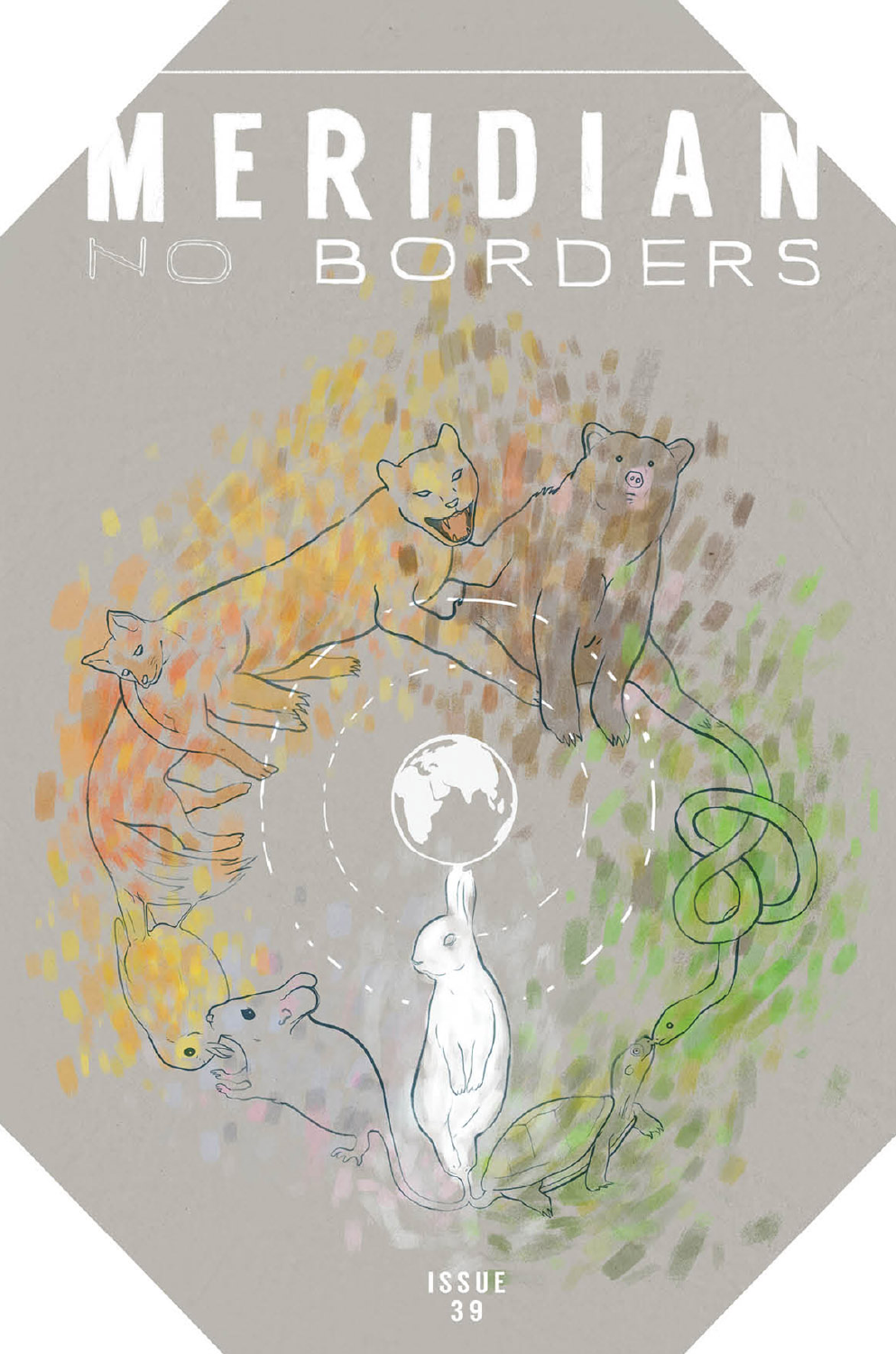# MERIDIAN

## NO BORDERS

ISSUE 39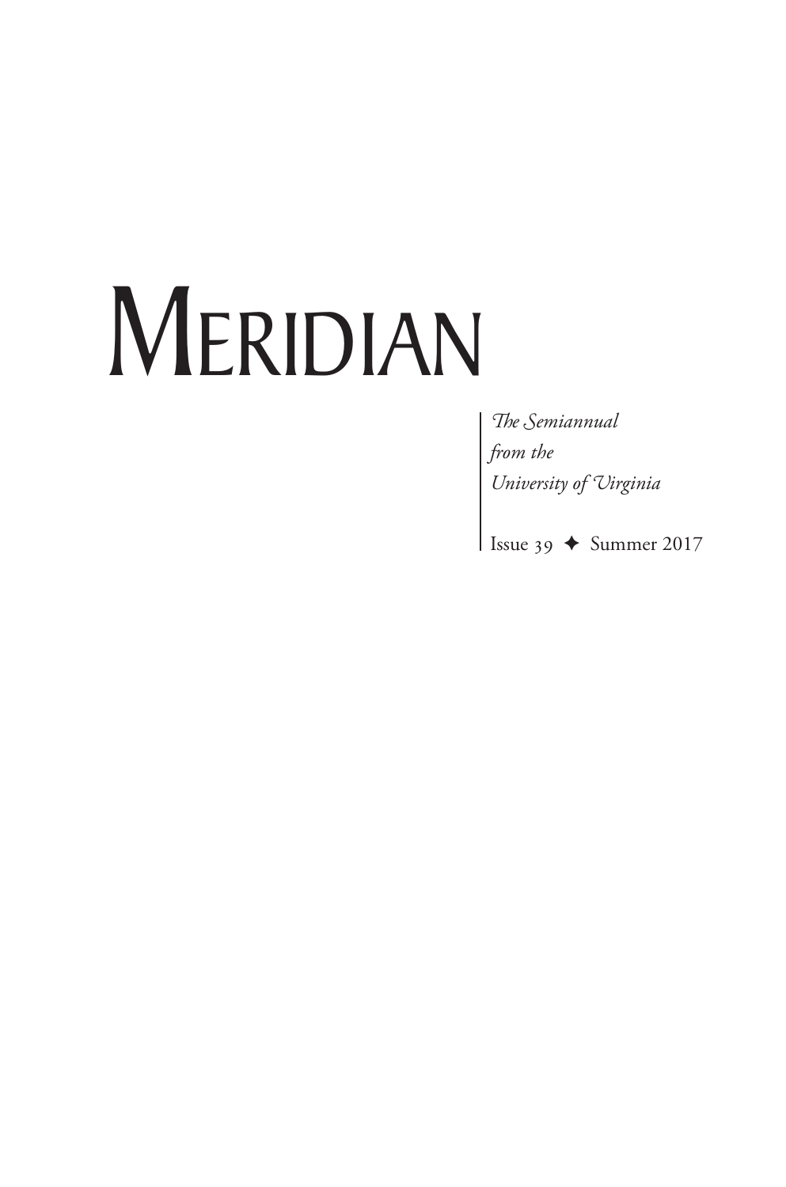# Meridian

*The Semiannual*
*from the*
*University of Virginia*

Issue 39 ✦ Summer 2017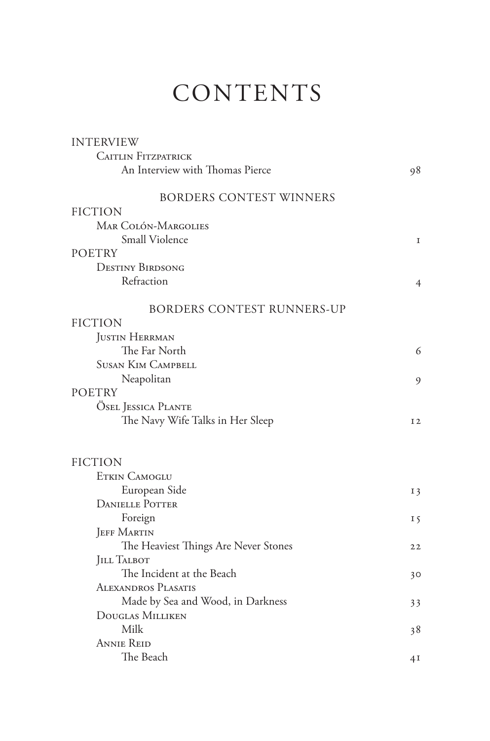# CONTENTS

INTERVIEW

Caitlin Fitzpatrick
An Interview with Thomas Pierce — 98

## BORDERS CONTEST WINNERS

FICTION

Mar Colón-Margolies
Small Violence — 1

POETRY

Destiny Birdsong
Refraction — 4

## BORDERS CONTEST RUNNERS-UP

FICTION

Justin Herrman
The Far North — 6

Susan Kim Campbell
Neapolitan — 9

POETRY

Ösel Jessica Plante
The Navy Wife Talks in Her Sleep — 12

FICTION

Etkin Camoglu
European Side — 13

Danielle Potter
Foreign — 15

Jeff Martin
The Heaviest Things Are Never Stones — 22

Jill Talbot
The Incident at the Beach — 30

Alexandros Plasatis
Made by Sea and Wood, in Darkness — 33

Douglas Milliken
Milk — 38

Annie Reid
The Beach — 41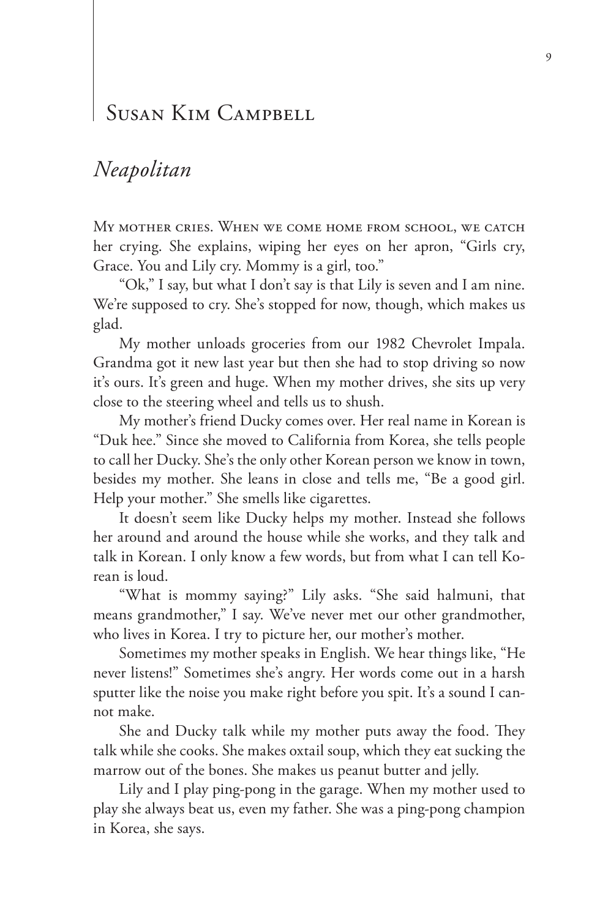# Susan Kim Campbell

## *Neapolitan*

My mother cries. When we come home from school, we catch her crying. She explains, wiping her eyes on her apron, "Girls cry, Grace. You and Lily cry. Mommy is a girl, too."

"Ok," I say, but what I don't say is that Lily is seven and I am nine. We're supposed to cry. She's stopped for now, though, which makes us glad.

My mother unloads groceries from our 1982 Chevrolet Impala. Grandma got it new last year but then she had to stop driving so now it's ours. It's green and huge. When my mother drives, she sits up very close to the steering wheel and tells us to shush.

My mother's friend Ducky comes over. Her real name in Korean is "Duk hee." Since she moved to California from Korea, she tells people to call her Ducky. She's the only other Korean person we know in town, besides my mother. She leans in close and tells me, "Be a good girl. Help your mother." She smells like cigarettes.

It doesn't seem like Ducky helps my mother. Instead she follows her around and around the house while she works, and they talk and talk in Korean. I only know a few words, but from what I can tell Korean is loud.

"What is mommy saying?" Lily asks. "She said halmuni, that means grandmother," I say. We've never met our other grandmother, who lives in Korea. I try to picture her, our mother's mother.

Sometimes my mother speaks in English. We hear things like, "He never listens!" Sometimes she's angry. Her words come out in a harsh sputter like the noise you make right before you spit. It's a sound I cannot make.

She and Ducky talk while my mother puts away the food. They talk while she cooks. She makes oxtail soup, which they eat sucking the marrow out of the bones. She makes us peanut butter and jelly.

Lily and I play ping-pong in the garage. When my mother used to play she always beat us, even my father. She was a ping-pong champion in Korea, she says.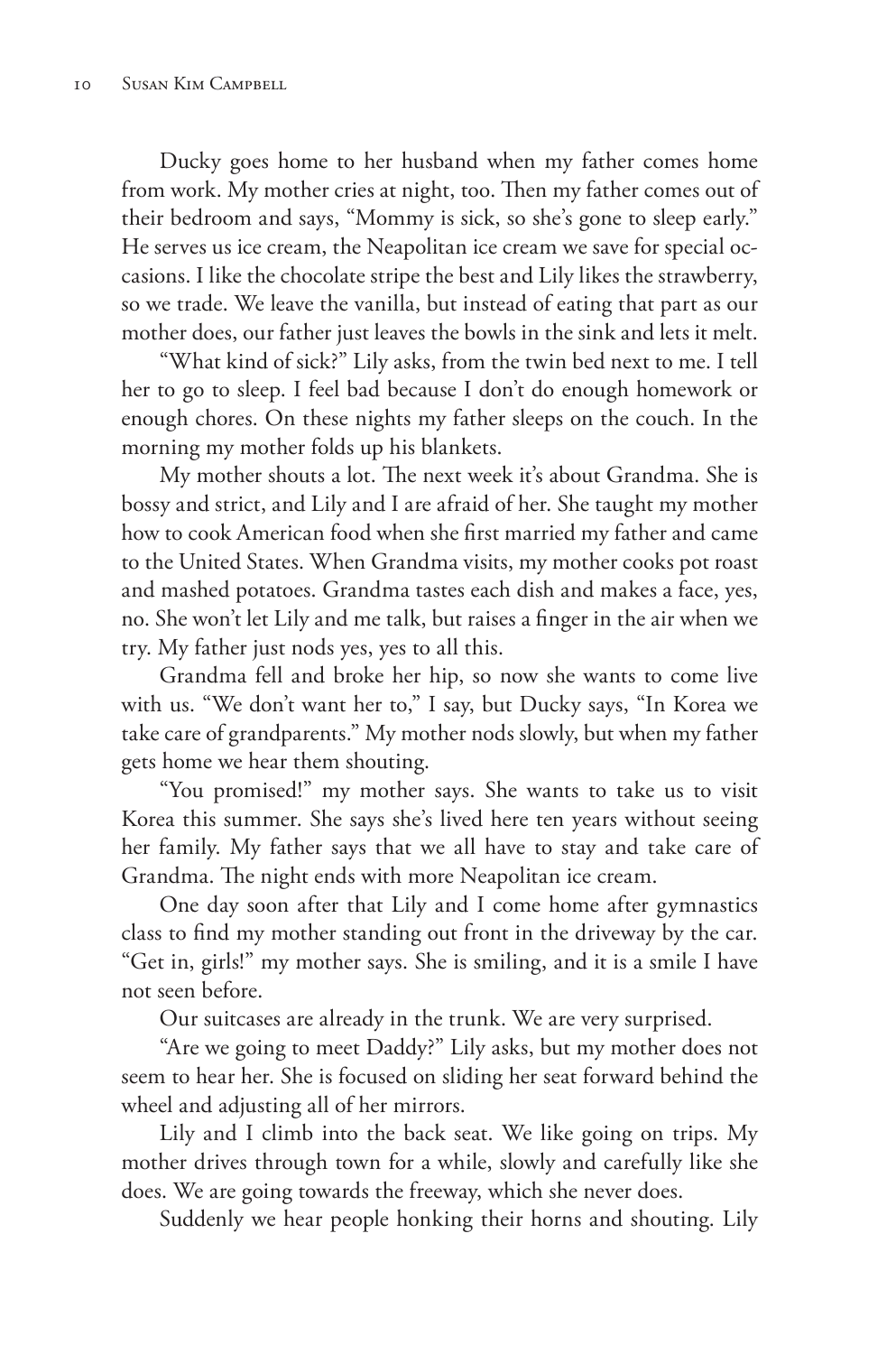Ducky goes home to her husband when my father comes home from work. My mother cries at night, too. Then my father comes out of their bedroom and says, "Mommy is sick, so she's gone to sleep early." He serves us ice cream, the Neapolitan ice cream we save for special occasions. I like the chocolate stripe the best and Lily likes the strawberry, so we trade. We leave the vanilla, but instead of eating that part as our mother does, our father just leaves the bowls in the sink and lets it melt.

"What kind of sick?" Lily asks, from the twin bed next to me. I tell her to go to sleep. I feel bad because I don't do enough homework or enough chores. On these nights my father sleeps on the couch. In the morning my mother folds up his blankets.

My mother shouts a lot. The next week it's about Grandma. She is bossy and strict, and Lily and I are afraid of her. She taught my mother how to cook American food when she first married my father and came to the United States. When Grandma visits, my mother cooks pot roast and mashed potatoes. Grandma tastes each dish and makes a face, yes, no. She won't let Lily and me talk, but raises a finger in the air when we try. My father just nods yes, yes to all this.

Grandma fell and broke her hip, so now she wants to come live with us. "We don't want her to," I say, but Ducky says, "In Korea we take care of grandparents." My mother nods slowly, but when my father gets home we hear them shouting.

"You promised!" my mother says. She wants to take us to visit Korea this summer. She says she's lived here ten years without seeing her family. My father says that we all have to stay and take care of Grandma. The night ends with more Neapolitan ice cream.

One day soon after that Lily and I come home after gymnastics class to find my mother standing out front in the driveway by the car. "Get in, girls!" my mother says. She is smiling, and it is a smile I have not seen before.

Our suitcases are already in the trunk. We are very surprised.

"Are we going to meet Daddy?" Lily asks, but my mother does not seem to hear her. She is focused on sliding her seat forward behind the wheel and adjusting all of her mirrors.

Lily and I climb into the back seat. We like going on trips. My mother drives through town for a while, slowly and carefully like she does. We are going towards the freeway, which she never does.

Suddenly we hear people honking their horns and shouting. Lily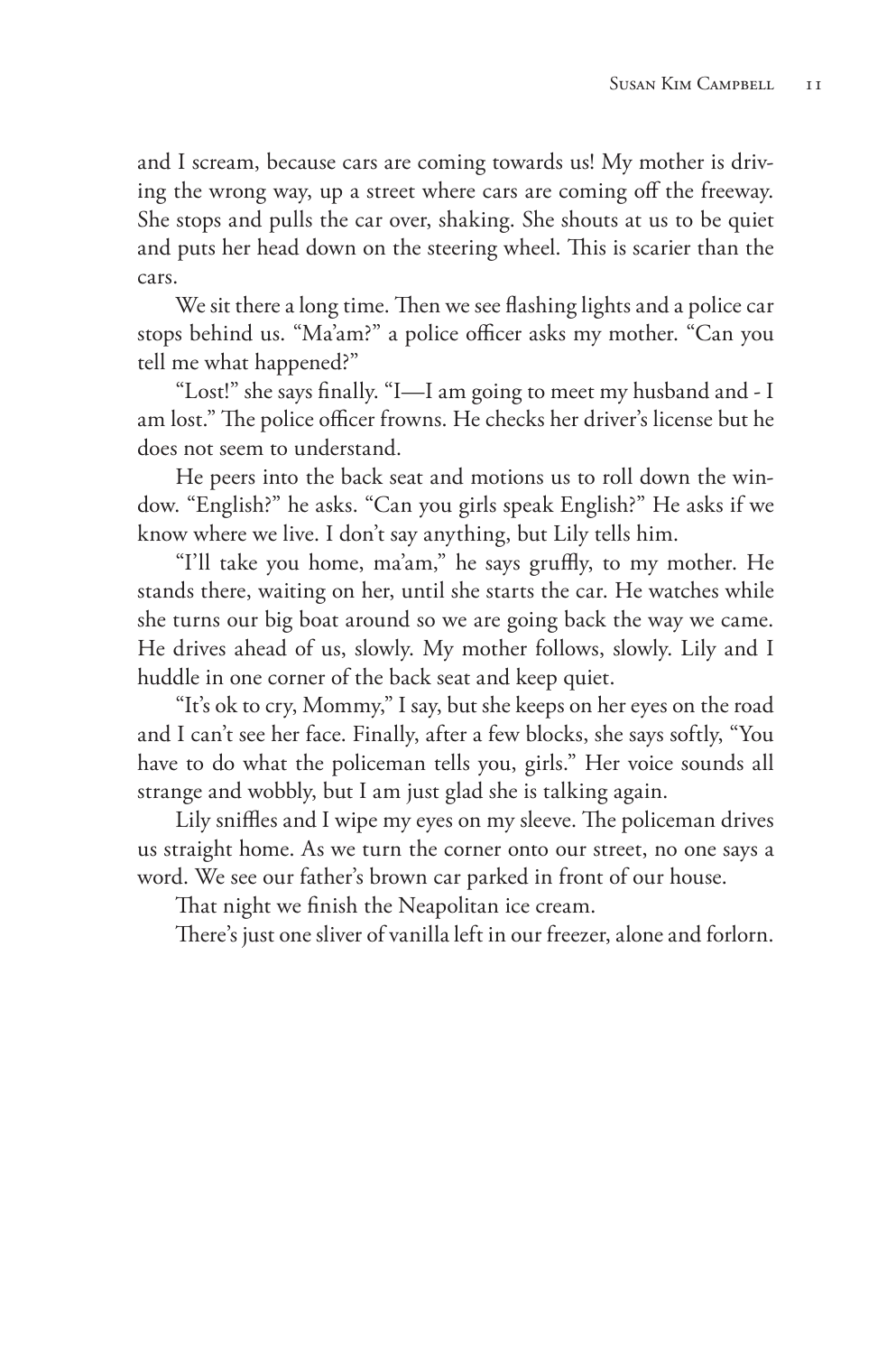and I scream, because cars are coming towards us! My mother is driving the wrong way, up a street where cars are coming off the freeway. She stops and pulls the car over, shaking. She shouts at us to be quiet and puts her head down on the steering wheel. This is scarier than the cars.

We sit there a long time. Then we see flashing lights and a police car stops behind us. "Ma'am?" a police officer asks my mother. "Can you tell me what happened?"

"Lost!" she says finally. "I—I am going to meet my husband and - I am lost." The police officer frowns. He checks her driver's license but he does not seem to understand.

He peers into the back seat and motions us to roll down the window. "English?" he asks. "Can you girls speak English?" He asks if we know where we live. I don't say anything, but Lily tells him.

"I'll take you home, ma'am," he says gruffly, to my mother. He stands there, waiting on her, until she starts the car. He watches while she turns our big boat around so we are going back the way we came. He drives ahead of us, slowly. My mother follows, slowly. Lily and I huddle in one corner of the back seat and keep quiet.

"It's ok to cry, Mommy," I say, but she keeps on her eyes on the road and I can't see her face. Finally, after a few blocks, she says softly, "You have to do what the policeman tells you, girls." Her voice sounds all strange and wobbly, but I am just glad she is talking again.

Lily sniffles and I wipe my eyes on my sleeve. The policeman drives us straight home. As we turn the corner onto our street, no one says a word. We see our father's brown car parked in front of our house.

That night we finish the Neapolitan ice cream.

There's just one sliver of vanilla left in our freezer, alone and forlorn.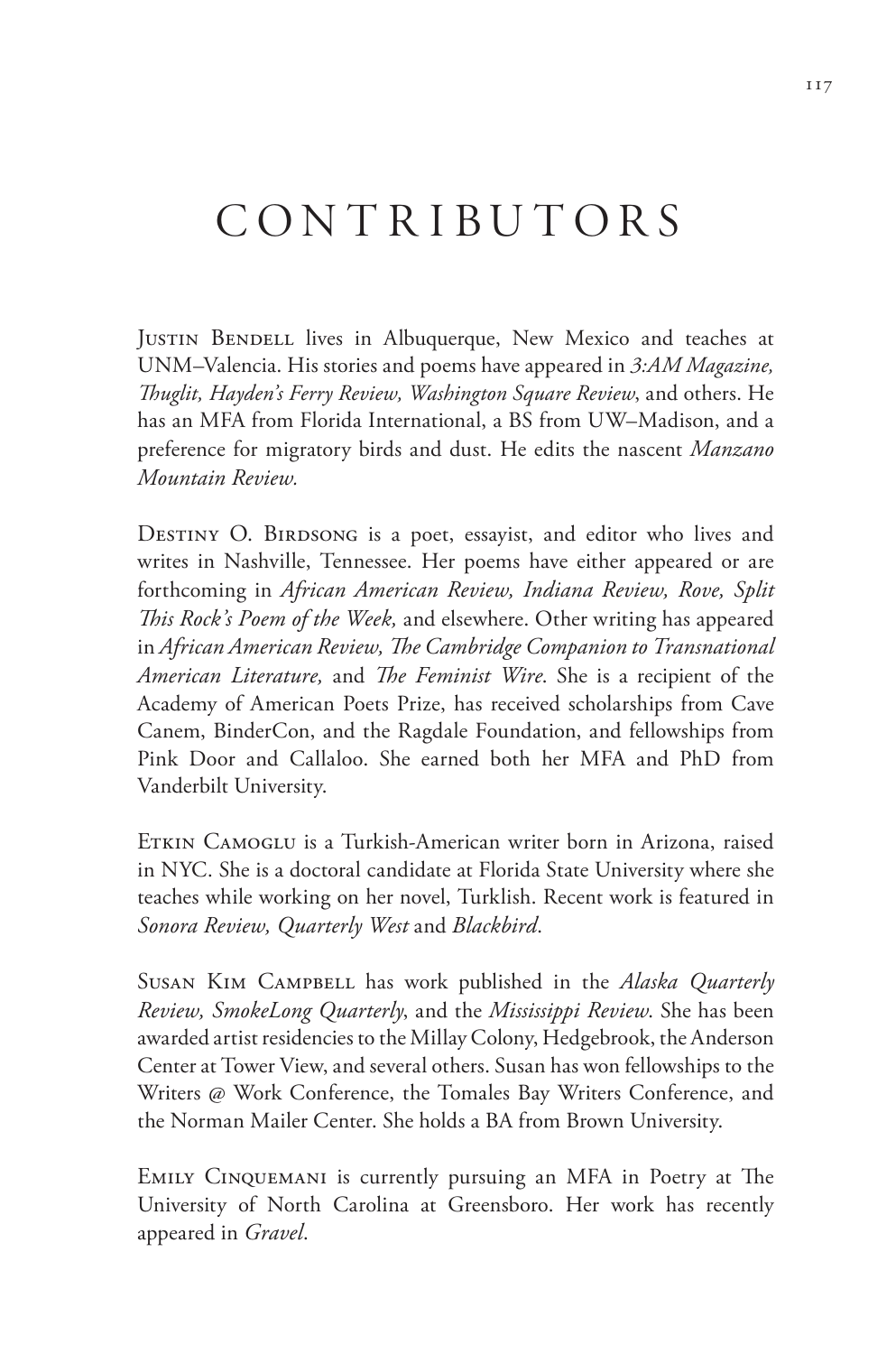# CONTRIBUTORS

Justin Bendell lives in Albuquerque, New Mexico and teaches at UNM–Valencia. His stories and poems have appeared in *3:AM Magazine, Thuglit, Hayden's Ferry Review, Washington Square Review*, and others. He has an MFA from Florida International, a BS from UW–Madison, and a preference for migratory birds and dust. He edits the nascent *Manzano Mountain Review.*

Destiny O. Birdsong is a poet, essayist, and editor who lives and writes in Nashville, Tennessee. Her poems have either appeared or are forthcoming in *African American Review, Indiana Review, Rove, Split This Rock's Poem of the Week,* and elsewhere. Other writing has appeared in *African American Review, The Cambridge Companion to Transnational American Literature,* and *The Feminist Wire*. She is a recipient of the Academy of American Poets Prize, has received scholarships from Cave Canem, BinderCon, and the Ragdale Foundation, and fellowships from Pink Door and Callaloo. She earned both her MFA and PhD from Vanderbilt University.

Etkin Camoglu is a Turkish-American writer born in Arizona, raised in NYC. She is a doctoral candidate at Florida State University where she teaches while working on her novel, Turklish. Recent work is featured in *Sonora Review, Quarterly West* and *Blackbird*.

Susan Kim Campbell has work published in the *Alaska Quarterly Review, SmokeLong Quarterly*, and the *Mississippi Review*. She has been awarded artist residencies to the Millay Colony, Hedgebrook, the Anderson Center at Tower View, and several others. Susan has won fellowships to the Writers @ Work Conference, the Tomales Bay Writers Conference, and the Norman Mailer Center. She holds a BA from Brown University.

Emily Cinquemani is currently pursuing an MFA in Poetry at The University of North Carolina at Greensboro. Her work has recently appeared in *Gravel*.